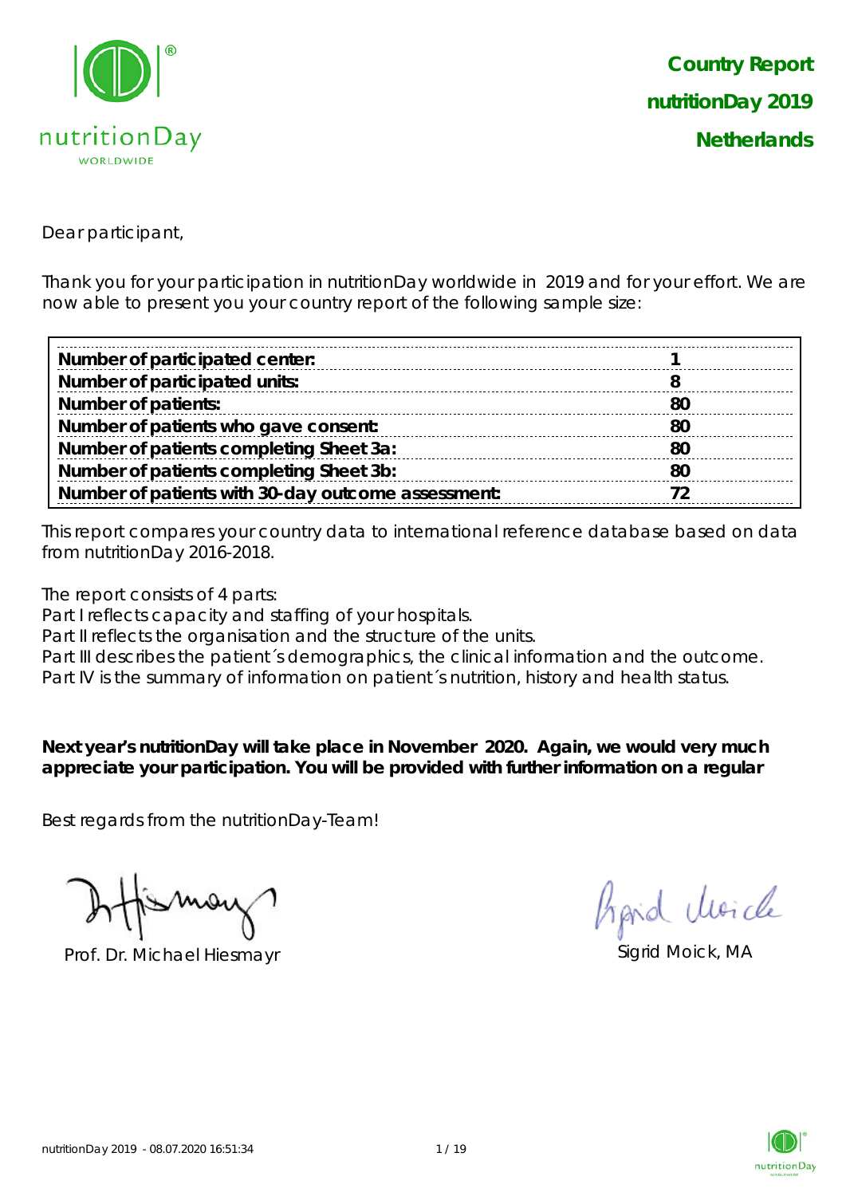**Country Report**
**nutritionDay 2019**
**Netherlands**

Dear participant,

Thank you for your participation in nutritionDay worldwide in 2019 and for your effort. We are now able to present you your country report of the following sample size:

| | |
|---|---|
| **Number of participated center:** | **1** |
| **Number of participated units:** | **8** |
| **Number of patients:** | **80** |
| **Number of patients who gave consent:** | **80** |
| **Number of patients completing Sheet 3a:** | **80** |
| **Number of patients completing Sheet 3b:** | **80** |
| **Number of patients with 30-day outcome assessment:** | **72** |

This report compares your country data to international reference database based on data from nutritionDay 2016-2018.

The report consists of 4 parts:
Part I reflects capacity and staffing of your hospitals.
Part II reflects the organisation and the structure of the units.
Part III describes the patient´s demographics, the clinical information and the outcome.
Part IV is the summary of information on patient´s nutrition, history and health status.

**Next year's nutritionDay will take place in November 2020. Again, we would very much appreciate your participation. You will be provided with further information on a regular**

Best regards from the nutritionDay-Team!

Prof. Dr. Michael Hiesmayr

Sigrid Moick, MA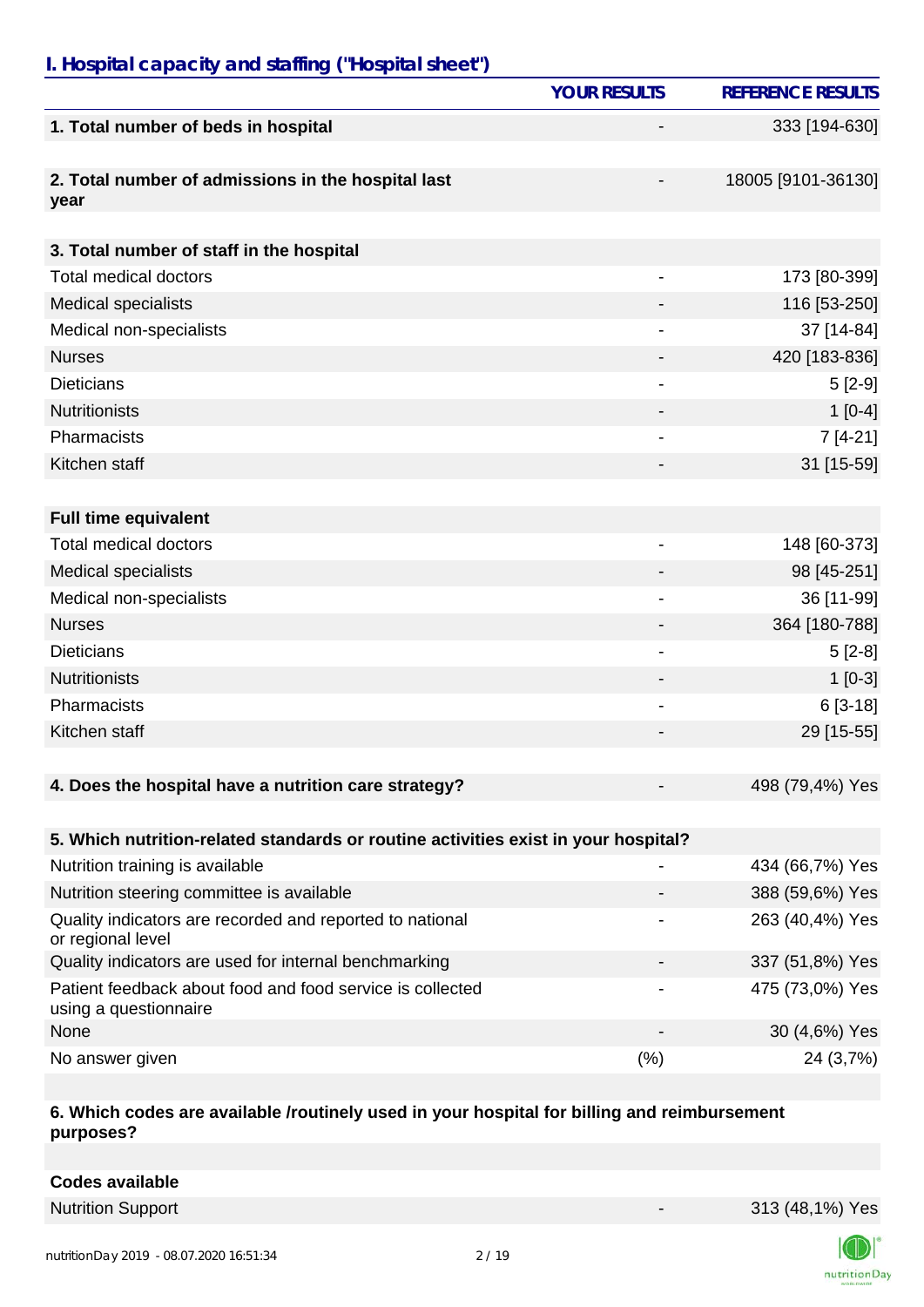## I. Hospital capacity and staffing ("Hospital sheet")

| | YOUR RESULTS | REFERENCE RESULTS |
|---|---|---|
| **1. Total number of beds in hospital** | - | 333 [194-630] |
| | | |
| **2. Total number of admissions in the hospital last year** | - | 18005 [9101-36130] |
| | | |
| **3. Total number of staff in the hospital** | | |
| Total medical doctors | - | 173 [80-399] |
| Medical specialists | - | 116 [53-250] |
| Medical non-specialists | - | 37 [14-84] |
| Nurses | - | 420 [183-836] |
| Dieticians | - | 5 [2-9] |
| Nutritionists | - | 1 [0-4] |
| Pharmacists | - | 7 [4-21] |
| Kitchen staff | - | 31 [15-59] |
| | | |
| **Full time equivalent** | | |
| Total medical doctors | - | 148 [60-373] |
| Medical specialists | - | 98 [45-251] |
| Medical non-specialists | - | 36 [11-99] |
| Nurses | - | 364 [180-788] |
| Dieticians | - | 5 [2-8] |
| Nutritionists | - | 1 [0-3] |
| Pharmacists | - | 6 [3-18] |
| Kitchen staff | - | 29 [15-55] |
| | | |
| **4. Does the hospital have a nutrition care strategy?** | - | 498 (79,4%) Yes |
| | | |
| **5. Which nutrition-related standards or routine activities exist in your hospital?** | | |
| Nutrition training is available | - | 434 (66,7%) Yes |
| Nutrition steering committee is available | - | 388 (59,6%) Yes |
| Quality indicators are recorded and reported to national or regional level | - | 263 (40,4%) Yes |
| Quality indicators are used for internal benchmarking | - | 337 (51,8%) Yes |
| Patient feedback about food and food service is collected using a questionnaire | - | 475 (73,0%) Yes |
| None | - | 30 (4,6%) Yes |
| No answer given | (%) | 24 (3,7%) |
| | | |
| **6. Which codes are available /routinely used in your hospital for billing and reimbursement purposes?** | | |
| | | |
| **Codes available** | | |
| Nutrition Support | - | 313 (48,1%) Yes |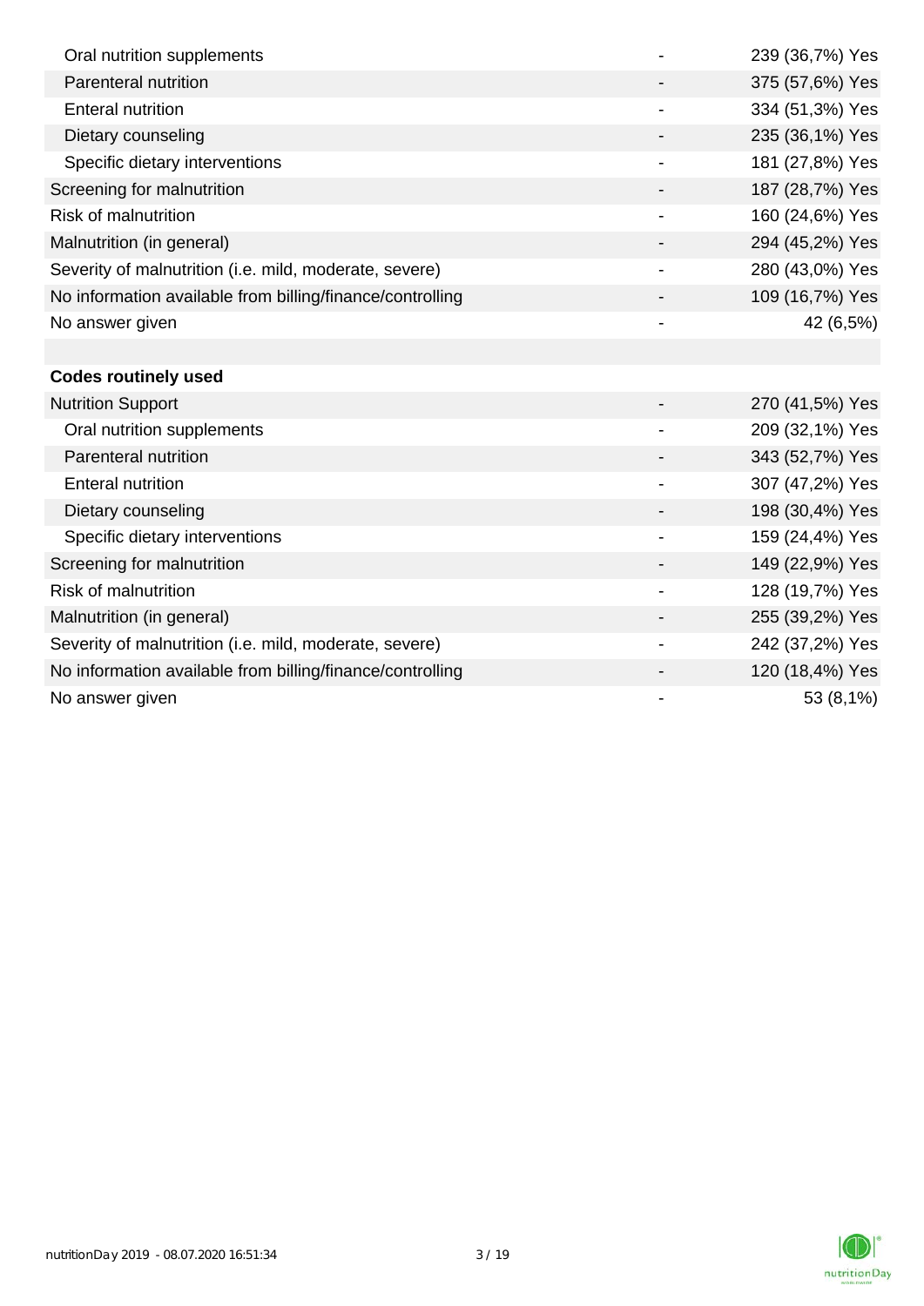| | | |
|---|---|---|
| Oral nutrition supplements | - | 239 (36,7%) Yes |
| Parenteral nutrition | - | 375 (57,6%) Yes |
| Enteral nutrition | - | 334 (51,3%) Yes |
| Dietary counseling | - | 235 (36,1%) Yes |
| Specific dietary interventions | - | 181 (27,8%) Yes |
| Screening for malnutrition | - | 187 (28,7%) Yes |
| Risk of malnutrition | - | 160 (24,6%) Yes |
| Malnutrition (in general) | - | 294 (45,2%) Yes |
| Severity of malnutrition (i.e. mild, moderate, severe) | - | 280 (43,0%) Yes |
| No information available from billing/finance/controlling | - | 109 (16,7%) Yes |
| No answer given | - | 42 (6,5%) |
| | | |
| **Codes routinely used** | | |
| Nutrition Support | - | 270 (41,5%) Yes |
| Oral nutrition supplements | - | 209 (32,1%) Yes |
| Parenteral nutrition | - | 343 (52,7%) Yes |
| Enteral nutrition | - | 307 (47,2%) Yes |
| Dietary counseling | - | 198 (30,4%) Yes |
| Specific dietary interventions | - | 159 (24,4%) Yes |
| Screening for malnutrition | - | 149 (22,9%) Yes |
| Risk of malnutrition | - | 128 (19,7%) Yes |
| Malnutrition (in general) | - | 255 (39,2%) Yes |
| Severity of malnutrition (i.e. mild, moderate, severe) | - | 242 (37,2%) Yes |
| No information available from billing/finance/controlling | - | 120 (18,4%) Yes |
| No answer given | - | 53 (8,1%) |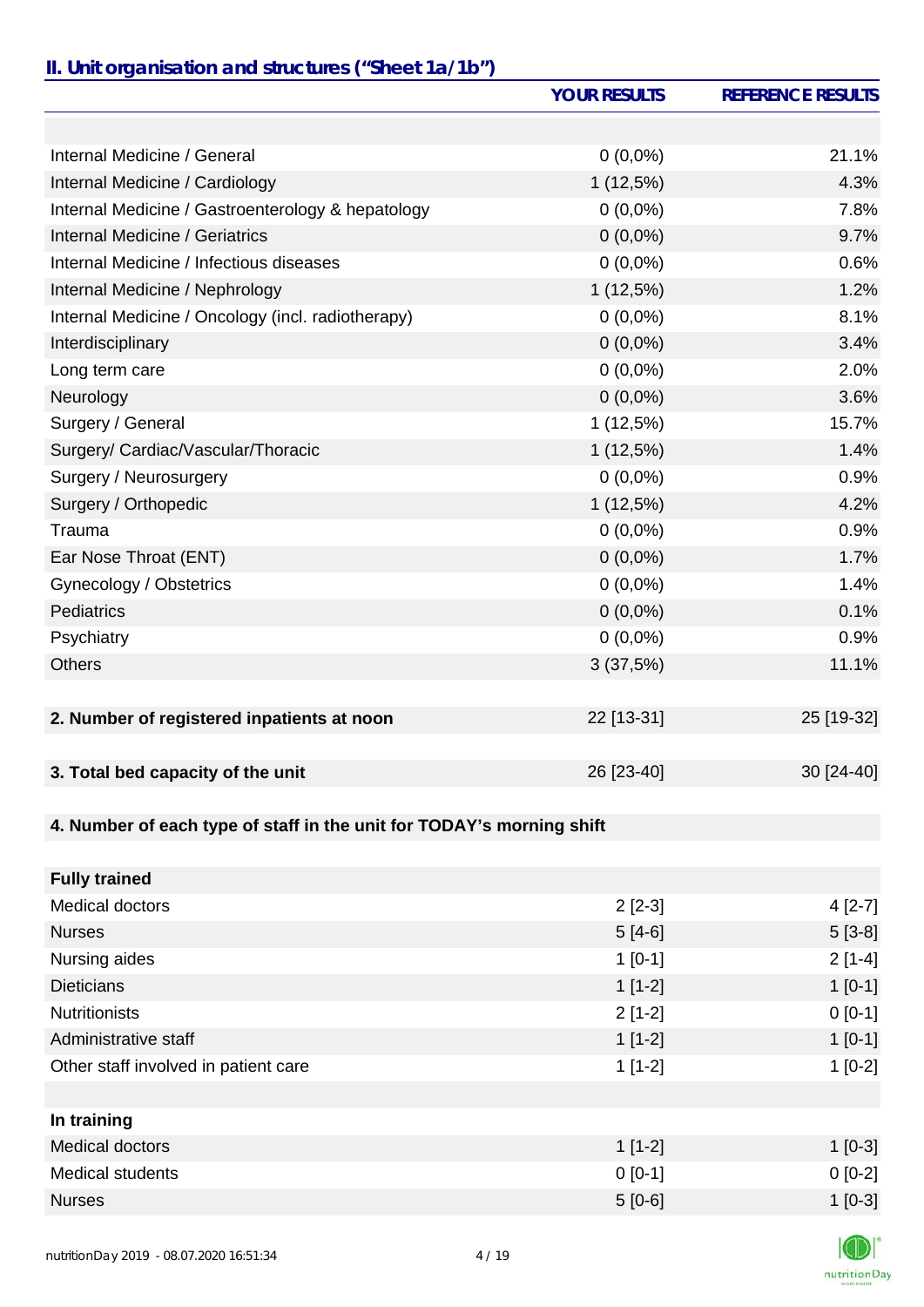## II. Unit organisation and structures ("Sheet 1a/1b")

| | YOUR RESULTS | REFERENCE RESULTS |
|---|---|---|
| | | |
| Internal Medicine / General | 0 (0,0%) | 21.1% |
| Internal Medicine / Cardiology | 1 (12,5%) | 4.3% |
| Internal Medicine / Gastroenterology & hepatology | 0 (0,0%) | 7.8% |
| Internal Medicine / Geriatrics | 0 (0,0%) | 9.7% |
| Internal Medicine / Infectious diseases | 0 (0,0%) | 0.6% |
| Internal Medicine / Nephrology | 1 (12,5%) | 1.2% |
| Internal Medicine / Oncology (incl. radiotherapy) | 0 (0,0%) | 8.1% |
| Interdisciplinary | 0 (0,0%) | 3.4% |
| Long term care | 0 (0,0%) | 2.0% |
| Neurology | 0 (0,0%) | 3.6% |
| Surgery / General | 1 (12,5%) | 15.7% |
| Surgery/ Cardiac/Vascular/Thoracic | 1 (12,5%) | 1.4% |
| Surgery / Neurosurgery | 0 (0,0%) | 0.9% |
| Surgery / Orthopedic | 1 (12,5%) | 4.2% |
| Trauma | 0 (0,0%) | 0.9% |
| Ear Nose Throat (ENT) | 0 (0,0%) | 1.7% |
| Gynecology / Obstetrics | 0 (0,0%) | 1.4% |
| Pediatrics | 0 (0,0%) | 0.1% |
| Psychiatry | 0 (0,0%) | 0.9% |
| Others | 3 (37,5%) | 11.1% |
| | | |
| **2. Number of registered inpatients at noon** | 22 [13-31] | 25 [19-32] |
| | | |
| **3. Total bed capacity of the unit** | 26 [23-40] | 30 [24-40] |
| | | |
| **4. Number of each type of staff in the unit for TODAY's morning shift** | | |
| | | |
| **Fully trained** | | |
| Medical doctors | 2 [2-3] | 4 [2-7] |
| Nurses | 5 [4-6] | 5 [3-8] |
| Nursing aides | 1 [0-1] | 2 [1-4] |
| Dieticians | 1 [1-2] | 1 [0-1] |
| Nutritionists | 2 [1-2] | 0 [0-1] |
| Administrative staff | 1 [1-2] | 1 [0-1] |
| Other staff involved in patient care | 1 [1-2] | 1 [0-2] |
| | | |
| **In training** | | |
| Medical doctors | 1 [1-2] | 1 [0-3] |
| Medical students | 0 [0-1] | 0 [0-2] |
| Nurses | 5 [0-6] | 1 [0-3] |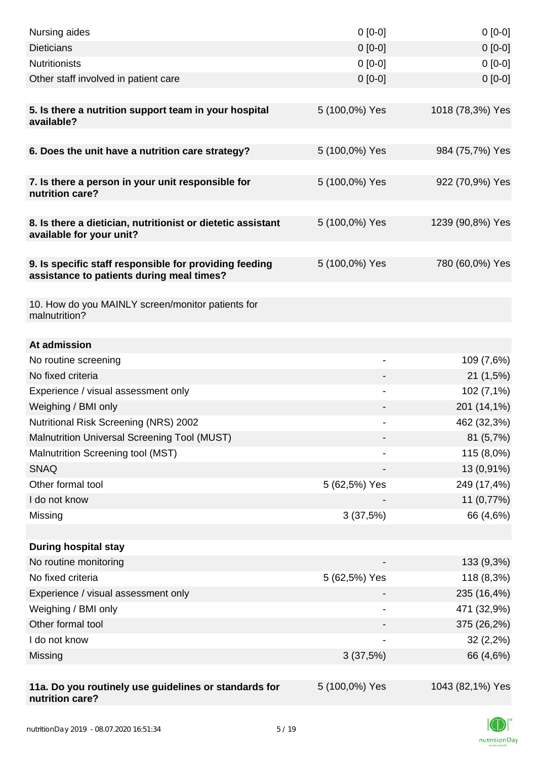| | | |
|---|---|---|
| Nursing aides | 0 [0-0] | 0 [0-0] |
| Dieticians | 0 [0-0] | 0 [0-0] |
| Nutritionists | 0 [0-0] | 0 [0-0] |
| Other staff involved in patient care | 0 [0-0] | 0 [0-0] |
| | | |
| **5. Is there a nutrition support team in your hospital available?** | 5 (100,0%) Yes | 1018 (78,3%) Yes |
| | | |
| **6. Does the unit have a nutrition care strategy?** | 5 (100,0%) Yes | 984 (75,7%) Yes |
| | | |
| **7. Is there a person in your unit responsible for nutrition care?** | 5 (100,0%) Yes | 922 (70,9%) Yes |
| | | |
| **8. Is there a dietician, nutritionist or dietetic assistant available for your unit?** | 5 (100,0%) Yes | 1239 (90,8%) Yes |
| | | |
| **9. Is specific staff responsible for providing feeding assistance to patients during meal times?** | 5 (100,0%) Yes | 780 (60,0%) Yes |
| | | |
| 10. How do you MAINLY screen/monitor patients for malnutrition? | | |
| | | |
| **At admission** | | |
| No routine screening | - | 109 (7,6%) |
| No fixed criteria | - | 21 (1,5%) |
| Experience / visual assessment only | - | 102 (7,1%) |
| Weighing / BMI only | - | 201 (14,1%) |
| Nutritional Risk Screening (NRS) 2002 | - | 462 (32,3%) |
| Malnutrition Universal Screening Tool (MUST) | - | 81 (5,7%) |
| Malnutrition Screening tool (MST) | - | 115 (8,0%) |
| SNAQ | - | 13 (0,91%) |
| Other formal tool | 5 (62,5%) Yes | 249 (17,4%) |
| I do not know | - | 11 (0,77%) |
| Missing | 3 (37,5%) | 66 (4,6%) |
| | | |
| **During hospital stay** | | |
| No routine monitoring | - | 133 (9,3%) |
| No fixed criteria | 5 (62,5%) Yes | 118 (8,3%) |
| Experience / visual assessment only | - | 235 (16,4%) |
| Weighing / BMI only | - | 471 (32,9%) |
| Other formal tool | - | 375 (26,2%) |
| I do not know | - | 32 (2,2%) |
| Missing | 3 (37,5%) | 66 (4,6%) |
| | | |
| **11a. Do you routinely use guidelines or standards for nutrition care?** | 5 (100,0%) Yes | 1043 (82,1%) Yes |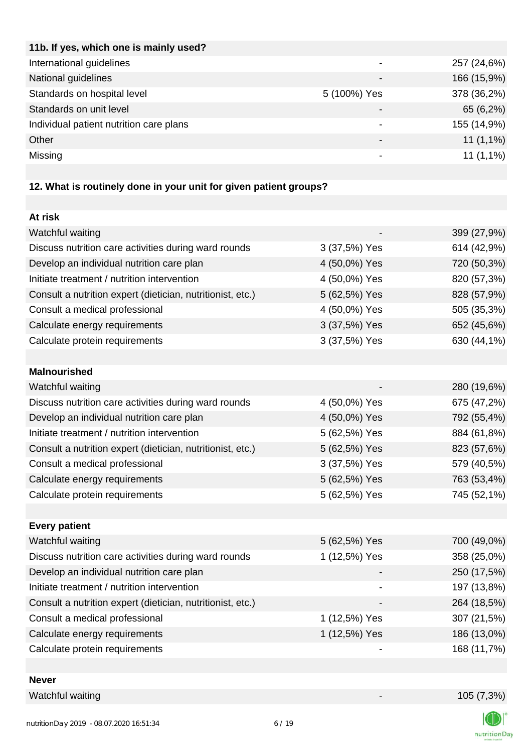| 11b. If yes, which one is mainly used? | | |
|---|---|---|
| International guidelines | - | 257 (24,6%) |
| National guidelines | - | 166 (15,9%) |
| Standards on hospital level | 5 (100%) Yes | 378 (36,2%) |
| Standards on unit level | - | 65 (6,2%) |
| Individual patient nutrition care plans | - | 155 (14,9%) |
| Other | - | 11 (1,1%) |
| Missing | - | 11 (1,1%) |

**12. What is routinely done in your unit for given patient groups?**

| At risk | | |
|---|---|---|
| Watchful waiting | - | 399 (27,9%) |
| Discuss nutrition care activities during ward rounds | 3 (37,5%) Yes | 614 (42,9%) |
| Develop an individual nutrition care plan | 4 (50,0%) Yes | 720 (50,3%) |
| Initiate treatment / nutrition intervention | 4 (50,0%) Yes | 820 (57,3%) |
| Consult a nutrition expert (dietician, nutritionist, etc.) | 5 (62,5%) Yes | 828 (57,9%) |
| Consult a medical professional | 4 (50,0%) Yes | 505 (35,3%) |
| Calculate energy requirements | 3 (37,5%) Yes | 652 (45,6%) |
| Calculate protein requirements | 3 (37,5%) Yes | 630 (44,1%) |

| Malnourished | | |
|---|---|---|
| Watchful waiting | - | 280 (19,6%) |
| Discuss nutrition care activities during ward rounds | 4 (50,0%) Yes | 675 (47,2%) |
| Develop an individual nutrition care plan | 4 (50,0%) Yes | 792 (55,4%) |
| Initiate treatment / nutrition intervention | 5 (62,5%) Yes | 884 (61,8%) |
| Consult a nutrition expert (dietician, nutritionist, etc.) | 5 (62,5%) Yes | 823 (57,6%) |
| Consult a medical professional | 3 (37,5%) Yes | 579 (40,5%) |
| Calculate energy requirements | 5 (62,5%) Yes | 763 (53,4%) |
| Calculate protein requirements | 5 (62,5%) Yes | 745 (52,1%) |

| Every patient | | |
|---|---|---|
| Watchful waiting | 5 (62,5%) Yes | 700 (49,0%) |
| Discuss nutrition care activities during ward rounds | 1 (12,5%) Yes | 358 (25,0%) |
| Develop an individual nutrition care plan | - | 250 (17,5%) |
| Initiate treatment / nutrition intervention | - | 197 (13,8%) |
| Consult a nutrition expert (dietician, nutritionist, etc.) | - | 264 (18,5%) |
| Consult a medical professional | 1 (12,5%) Yes | 307 (21,5%) |
| Calculate energy requirements | 1 (12,5%) Yes | 186 (13,0%) |
| Calculate protein requirements | - | 168 (11,7%) |

| Never | | |
|---|---|---|
| Watchful waiting | - | 105 (7,3%) |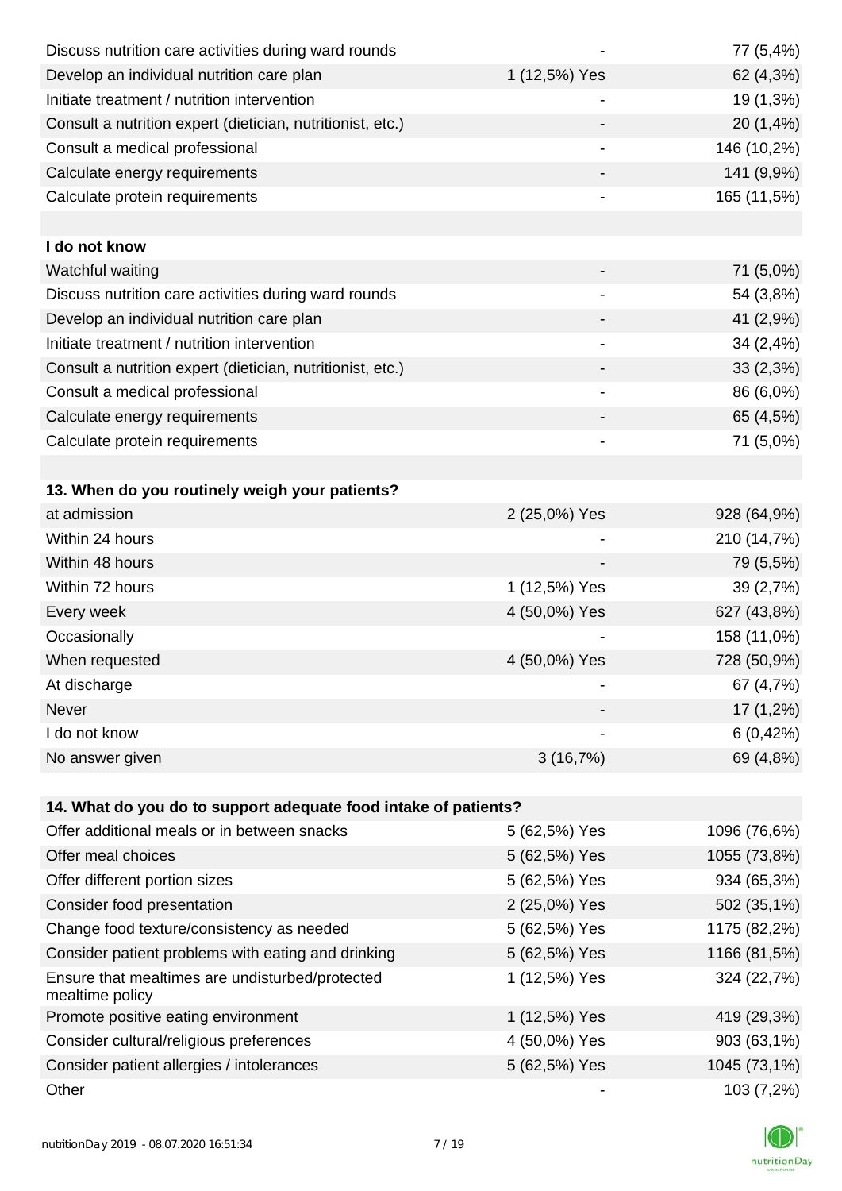| | | |
|---|---|---|
| Discuss nutrition care activities during ward rounds | - | 77 (5,4%) |
| Develop an individual nutrition care plan | 1 (12,5%) Yes | 62 (4,3%) |
| Initiate treatment / nutrition intervention | - | 19 (1,3%) |
| Consult a nutrition expert (dietician, nutritionist, etc.) | - | 20 (1,4%) |
| Consult a medical professional | - | 146 (10,2%) |
| Calculate energy requirements | - | 141 (9,9%) |
| Calculate protein requirements | - | 165 (11,5%) |
| | | |
| **I do not know** | | |
| Watchful waiting | - | 71 (5,0%) |
| Discuss nutrition care activities during ward rounds | - | 54 (3,8%) |
| Develop an individual nutrition care plan | - | 41 (2,9%) |
| Initiate treatment / nutrition intervention | - | 34 (2,4%) |
| Consult a nutrition expert (dietician, nutritionist, etc.) | - | 33 (2,3%) |
| Consult a medical professional | - | 86 (6,0%) |
| Calculate energy requirements | - | 65 (4,5%) |
| Calculate protein requirements | - | 71 (5,0%) |

| **13. When do you routinely weigh your patients?** | | |
|---|---|---|
| at admission | 2 (25,0%) Yes | 928 (64,9%) |
| Within 24 hours | - | 210 (14,7%) |
| Within 48 hours | - | 79 (5,5%) |
| Within 72 hours | 1 (12,5%) Yes | 39 (2,7%) |
| Every week | 4 (50,0%) Yes | 627 (43,8%) |
| Occasionally | - | 158 (11,0%) |
| When requested | 4 (50,0%) Yes | 728 (50,9%) |
| At discharge | - | 67 (4,7%) |
| Never | - | 17 (1,2%) |
| I do not know | - | 6 (0,42%) |
| No answer given | 3 (16,7%) | 69 (4,8%) |

| **14. What do you do to support adequate food intake of patients?** | | |
|---|---|---|
| Offer additional meals or in between snacks | 5 (62,5%) Yes | 1096 (76,6%) |
| Offer meal choices | 5 (62,5%) Yes | 1055 (73,8%) |
| Offer different portion sizes | 5 (62,5%) Yes | 934 (65,3%) |
| Consider food presentation | 2 (25,0%) Yes | 502 (35,1%) |
| Change food texture/consistency as needed | 5 (62,5%) Yes | 1175 (82,2%) |
| Consider patient problems with eating and drinking | 5 (62,5%) Yes | 1166 (81,5%) |
| Ensure that mealtimes are undisturbed/protected mealtime policy | 1 (12,5%) Yes | 324 (22,7%) |
| Promote positive eating environment | 1 (12,5%) Yes | 419 (29,3%) |
| Consider cultural/religious preferences | 4 (50,0%) Yes | 903 (63,1%) |
| Consider patient allergies / intolerances | 5 (62,5%) Yes | 1045 (73,1%) |
| Other | - | 103 (7,2%) |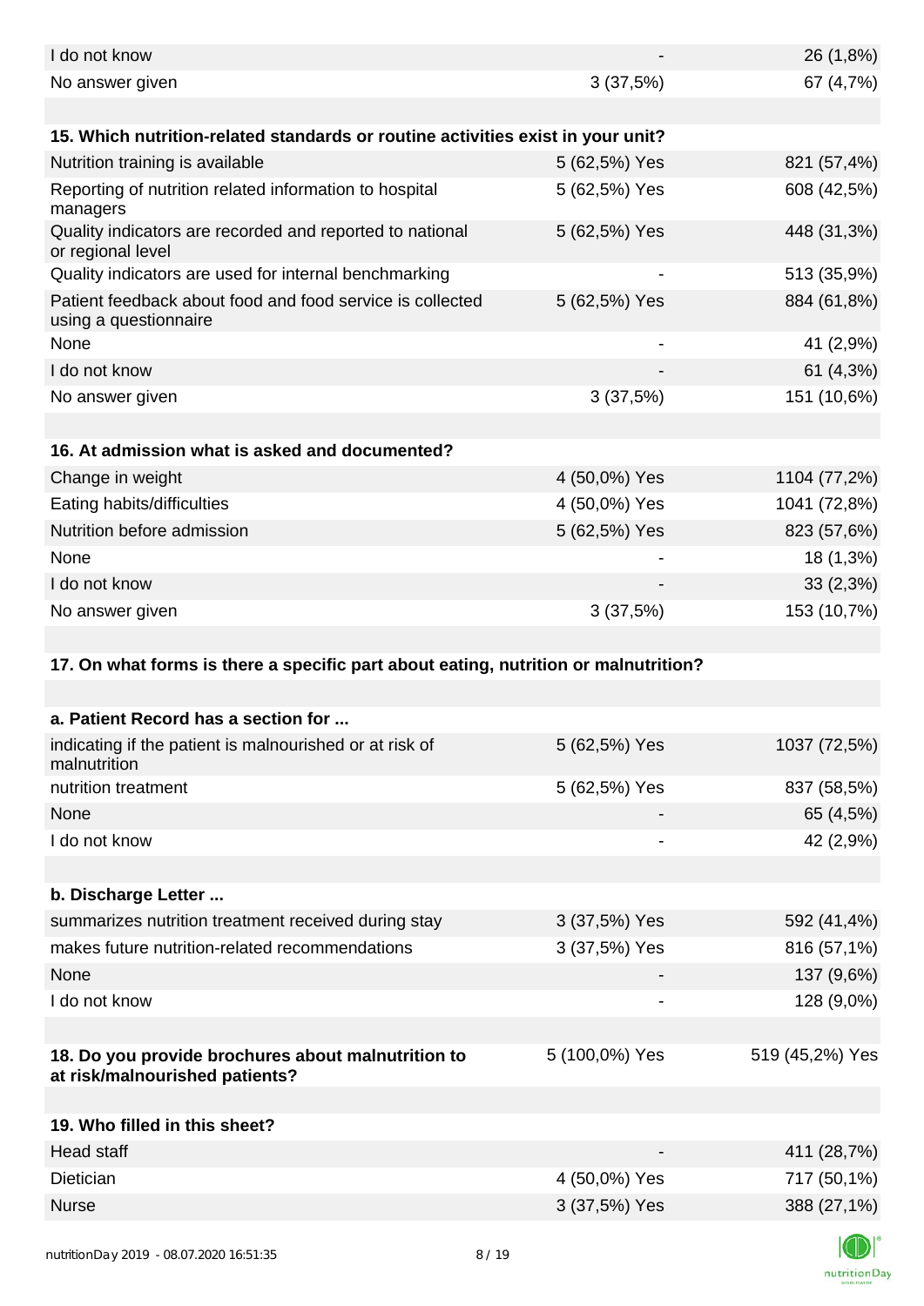| | | |
|---|---|---|
| I do not know | - | 26 (1,8%) |
| No answer given | 3 (37,5%) | 67 (4,7%) |

| **15. Which nutrition-related standards or routine activities exist in your unit?** | | |
|---|---|---|
| Nutrition training is available | 5 (62,5%) Yes | 821 (57,4%) |
| Reporting of nutrition related information to hospital managers | 5 (62,5%) Yes | 608 (42,5%) |
| Quality indicators are recorded and reported to national or regional level | 5 (62,5%) Yes | 448 (31,3%) |
| Quality indicators are used for internal benchmarking | - | 513 (35,9%) |
| Patient feedback about food and food service is collected using a questionnaire | 5 (62,5%) Yes | 884 (61,8%) |
| None | - | 41 (2,9%) |
| I do not know | - | 61 (4,3%) |
| No answer given | 3 (37,5%) | 151 (10,6%) |

| **16. At admission what is asked and documented?** | | |
|---|---|---|
| Change in weight | 4 (50,0%) Yes | 1104 (77,2%) |
| Eating habits/difficulties | 4 (50,0%) Yes | 1041 (72,8%) |
| Nutrition before admission | 5 (62,5%) Yes | 823 (57,6%) |
| None | - | 18 (1,3%) |
| I do not know | - | 33 (2,3%) |
| No answer given | 3 (37,5%) | 153 (10,7%) |

**17. On what forms is there a specific part about eating, nutrition or malnutrition?**

| **a. Patient Record has a section for ...** | | |
|---|---|---|
| indicating if the patient is malnourished or at risk of malnutrition | 5 (62,5%) Yes | 1037 (72,5%) |
| nutrition treatment | 5 (62,5%) Yes | 837 (58,5%) |
| None | - | 65 (4,5%) |
| I do not know | - | 42 (2,9%) |

| **b. Discharge Letter ...** | | |
|---|---|---|
| summarizes nutrition treatment received during stay | 3 (37,5%) Yes | 592 (41,4%) |
| makes future nutrition-related recommendations | 3 (37,5%) Yes | 816 (57,1%) |
| None | - | 137 (9,6%) |
| I do not know | - | 128 (9,0%) |

| **18. Do you provide brochures about malnutrition to at risk/malnourished patients?** | 5 (100,0%) Yes | 519 (45,2%) Yes |
|---|---|---|

| **19. Who filled in this sheet?** | | |
|---|---|---|
| Head staff | - | 411 (28,7%) |
| Dietician | 4 (50,0%) Yes | 717 (50,1%) |
| Nurse | 3 (37,5%) Yes | 388 (27,1%) |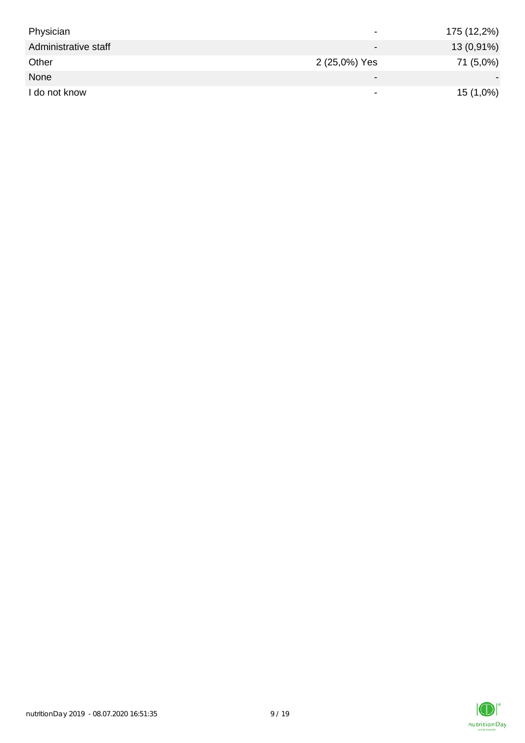| | | |
|---|---|---|
| Physician | - | 175 (12,2%) |
| Administrative staff | - | 13 (0,91%) |
| Other | 2 (25,0%) Yes | 71 (5,0%) |
| None | - | - |
| I do not know | - | 15 (1,0%) |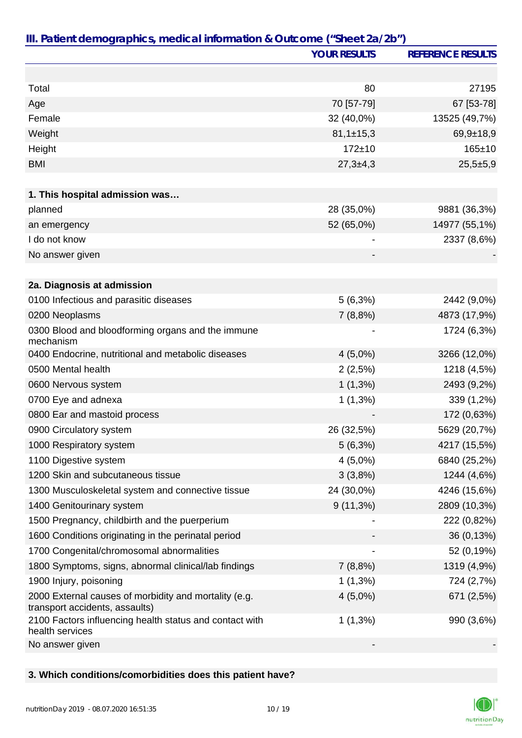## III. Patient demographics, medical information & Outcome ("Sheet 2a/2b")

| | YOUR RESULTS | REFERENCE RESULTS |
|---|---|---|
| | | |
| Total | 80 | 27195 |
| Age | 70 [57-79] | 67 [53-78] |
| Female | 32 (40,0%) | 13525 (49,7%) |
| Weight | 81,1±15,3 | 69,9±18,9 |
| Height | 172±10 | 165±10 |
| BMI | 27,3±4,3 | 25,5±5,9 |
| | | |
| **1. This hospital admission was…** | | |
| planned | 28 (35,0%) | 9881 (36,3%) |
| an emergency | 52 (65,0%) | 14977 (55,1%) |
| I do not know | - | 2337 (8,6%) |
| No answer given | - | - |
| | | |
| **2a. Diagnosis at admission** | | |
| 0100 Infectious and parasitic diseases | 5 (6,3%) | 2442 (9,0%) |
| 0200 Neoplasms | 7 (8,8%) | 4873 (17,9%) |
| 0300 Blood and bloodforming organs and the immune mechanism | - | 1724 (6,3%) |
| 0400 Endocrine, nutritional and metabolic diseases | 4 (5,0%) | 3266 (12,0%) |
| 0500 Mental health | 2 (2,5%) | 1218 (4,5%) |
| 0600 Nervous system | 1 (1,3%) | 2493 (9,2%) |
| 0700 Eye and adnexa | 1 (1,3%) | 339 (1,2%) |
| 0800 Ear and mastoid process | - | 172 (0,63%) |
| 0900 Circulatory system | 26 (32,5%) | 5629 (20,7%) |
| 1000 Respiratory system | 5 (6,3%) | 4217 (15,5%) |
| 1100 Digestive system | 4 (5,0%) | 6840 (25,2%) |
| 1200 Skin and subcutaneous tissue | 3 (3,8%) | 1244 (4,6%) |
| 1300 Musculoskeletal system and connective tissue | 24 (30,0%) | 4246 (15,6%) |
| 1400 Genitourinary system | 9 (11,3%) | 2809 (10,3%) |
| 1500 Pregnancy, childbirth and the puerperium | - | 222 (0,82%) |
| 1600 Conditions originating in the perinatal period | - | 36 (0,13%) |
| 1700 Congenital/chromosomal abnormalities | - | 52 (0,19%) |
| 1800 Symptoms, signs, abnormal clinical/lab findings | 7 (8,8%) | 1319 (4,9%) |
| 1900 Injury, poisoning | 1 (1,3%) | 724 (2,7%) |
| 2000 External causes of morbidity and mortality (e.g. transport accidents, assaults) | 4 (5,0%) | 671 (2,5%) |
| 2100 Factors influencing health status and contact with health services | 1 (1,3%) | 990 (3,6%) |
| No answer given | - | - |
| | | |
| **3. Which conditions/comorbidities does this patient have?** | | |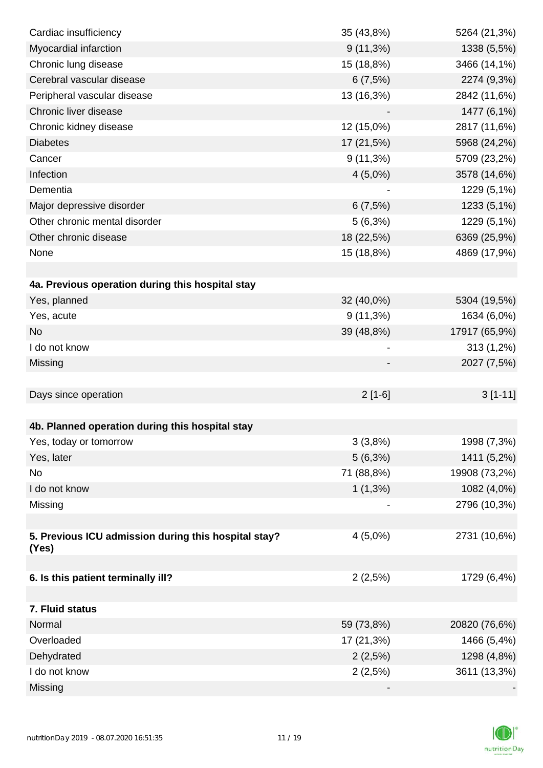| | | |
|---|---|---|
| Cardiac insufficiency | 35 (43,8%) | 5264 (21,3%) |
| Myocardial infarction | 9 (11,3%) | 1338 (5,5%) |
| Chronic lung disease | 15 (18,8%) | 3466 (14,1%) |
| Cerebral vascular disease | 6 (7,5%) | 2274 (9,3%) |
| Peripheral vascular disease | 13 (16,3%) | 2842 (11,6%) |
| Chronic liver disease | - | 1477 (6,1%) |
| Chronic kidney disease | 12 (15,0%) | 2817 (11,6%) |
| Diabetes | 17 (21,5%) | 5968 (24,2%) |
| Cancer | 9 (11,3%) | 5709 (23,2%) |
| Infection | 4 (5,0%) | 3578 (14,6%) |
| Dementia | - | 1229 (5,1%) |
| Major depressive disorder | 6 (7,5%) | 1233 (5,1%) |
| Other chronic mental disorder | 5 (6,3%) | 1229 (5,1%) |
| Other chronic disease | 18 (22,5%) | 6369 (25,9%) |
| None | 15 (18,8%) | 4869 (17,9%) |
| | | |
| **4a. Previous operation during this hospital stay** | | |
| Yes, planned | 32 (40,0%) | 5304 (19,5%) |
| Yes, acute | 9 (11,3%) | 1634 (6,0%) |
| No | 39 (48,8%) | 17917 (65,9%) |
| I do not know | - | 313 (1,2%) |
| Missing | - | 2027 (7,5%) |
| | | |
| Days since operation | 2 [1-6] | 3 [1-11] |
| | | |
| **4b. Planned operation during this hospital stay** | | |
| Yes, today or tomorrow | 3 (3,8%) | 1998 (7,3%) |
| Yes, later | 5 (6,3%) | 1411 (5,2%) |
| No | 71 (88,8%) | 19908 (73,2%) |
| I do not know | 1 (1,3%) | 1082 (4,0%) |
| Missing | - | 2796 (10,3%) |
| | | |
| **5. Previous ICU admission during this hospital stay? (Yes)** | 4 (5,0%) | 2731 (10,6%) |
| | | |
| **6. Is this patient terminally ill?** | 2 (2,5%) | 1729 (6,4%) |
| | | |
| **7. Fluid status** | | |
| Normal | 59 (73,8%) | 20820 (76,6%) |
| Overloaded | 17 (21,3%) | 1466 (5,4%) |
| Dehydrated | 2 (2,5%) | 1298 (4,8%) |
| I do not know | 2 (2,5%) | 3611 (13,3%) |
| Missing | - | - |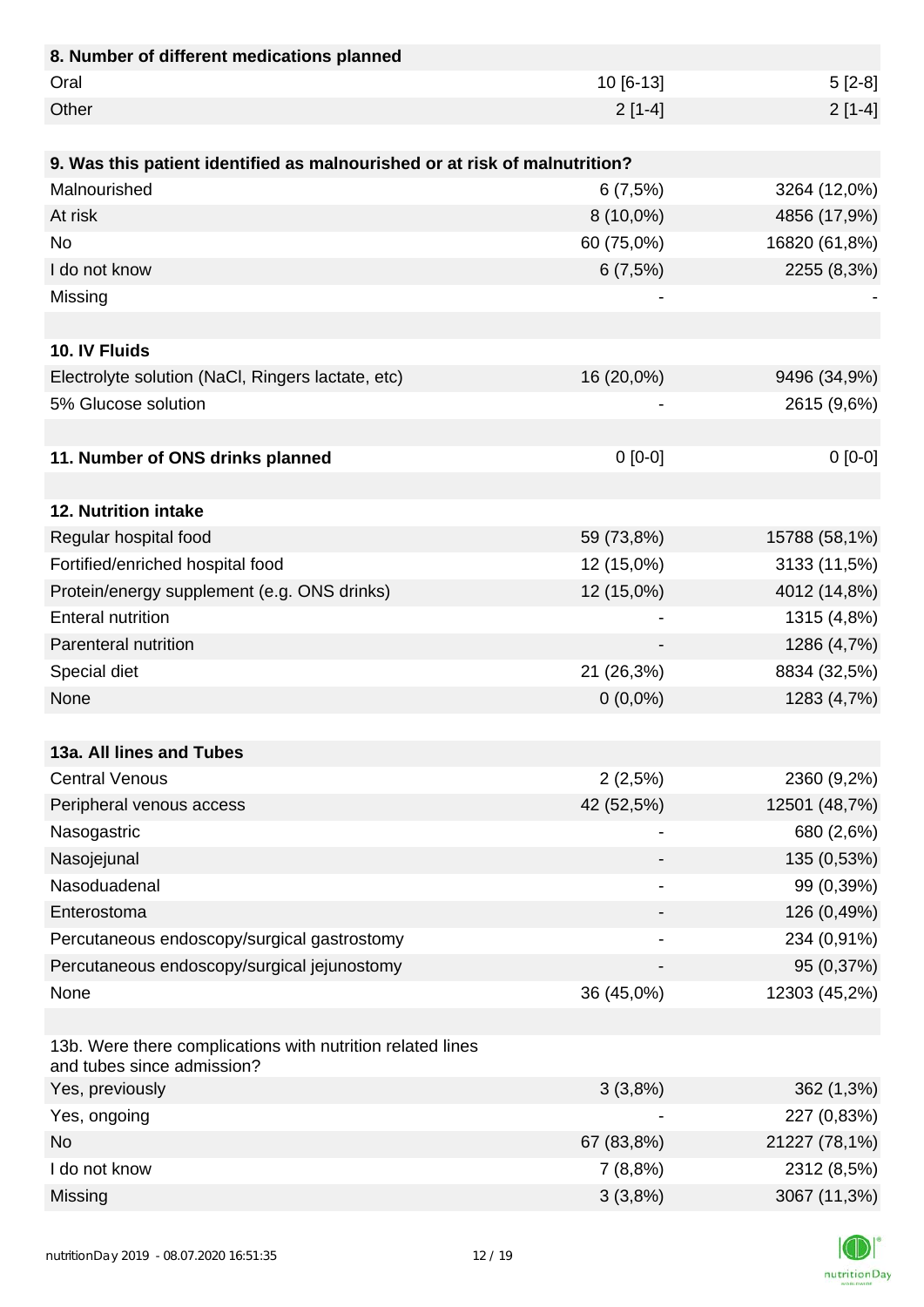| 8. Number of different medications planned | | |
|---|---|---|
| Oral | 10 [6-13] | 5 [2-8] |
| Other | 2 [1-4] | 2 [1-4] |
| | | |
| **9. Was this patient identified as malnourished or at risk of malnutrition?** | | |
| Malnourished | 6 (7,5%) | 3264 (12,0%) |
| At risk | 8 (10,0%) | 4856 (17,9%) |
| No | 60 (75,0%) | 16820 (61,8%) |
| I do not know | 6 (7,5%) | 2255 (8,3%) |
| Missing | - | - |
| | | |
| **10. IV Fluids** | | |
| Electrolyte solution (NaCl, Ringers lactate, etc) | 16 (20,0%) | 9496 (34,9%) |
| 5% Glucose solution | - | 2615 (9,6%) |
| | | |
| **11. Number of ONS drinks planned** | 0 [0-0] | 0 [0-0] |
| | | |
| **12. Nutrition intake** | | |
| Regular hospital food | 59 (73,8%) | 15788 (58,1%) |
| Fortified/enriched hospital food | 12 (15,0%) | 3133 (11,5%) |
| Protein/energy supplement (e.g. ONS drinks) | 12 (15,0%) | 4012 (14,8%) |
| Enteral nutrition | - | 1315 (4,8%) |
| Parenteral nutrition | - | 1286 (4,7%) |
| Special diet | 21 (26,3%) | 8834 (32,5%) |
| None | 0 (0,0%) | 1283 (4,7%) |
| | | |
| **13a. All lines and Tubes** | | |
| Central Venous | 2 (2,5%) | 2360 (9,2%) |
| Peripheral venous access | 42 (52,5%) | 12501 (48,7%) |
| Nasogastric | - | 680 (2,6%) |
| Nasojejunal | - | 135 (0,53%) |
| Nasoduadenal | - | 99 (0,39%) |
| Enterostoma | - | 126 (0,49%) |
| Percutaneous endoscopy/surgical gastrostomy | - | 234 (0,91%) |
| Percutaneous endoscopy/surgical jejunostomy | - | 95 (0,37%) |
| None | 36 (45,0%) | 12303 (45,2%) |
| | | |
| 13b. Were there complications with nutrition related lines and tubes since admission? | | |
| Yes, previously | 3 (3,8%) | 362 (1,3%) |
| Yes, ongoing | - | 227 (0,83%) |
| No | 67 (83,8%) | 21227 (78,1%) |
| I do not know | 7 (8,8%) | 2312 (8,5%) |
| Missing | 3 (3,8%) | 3067 (11,3%) |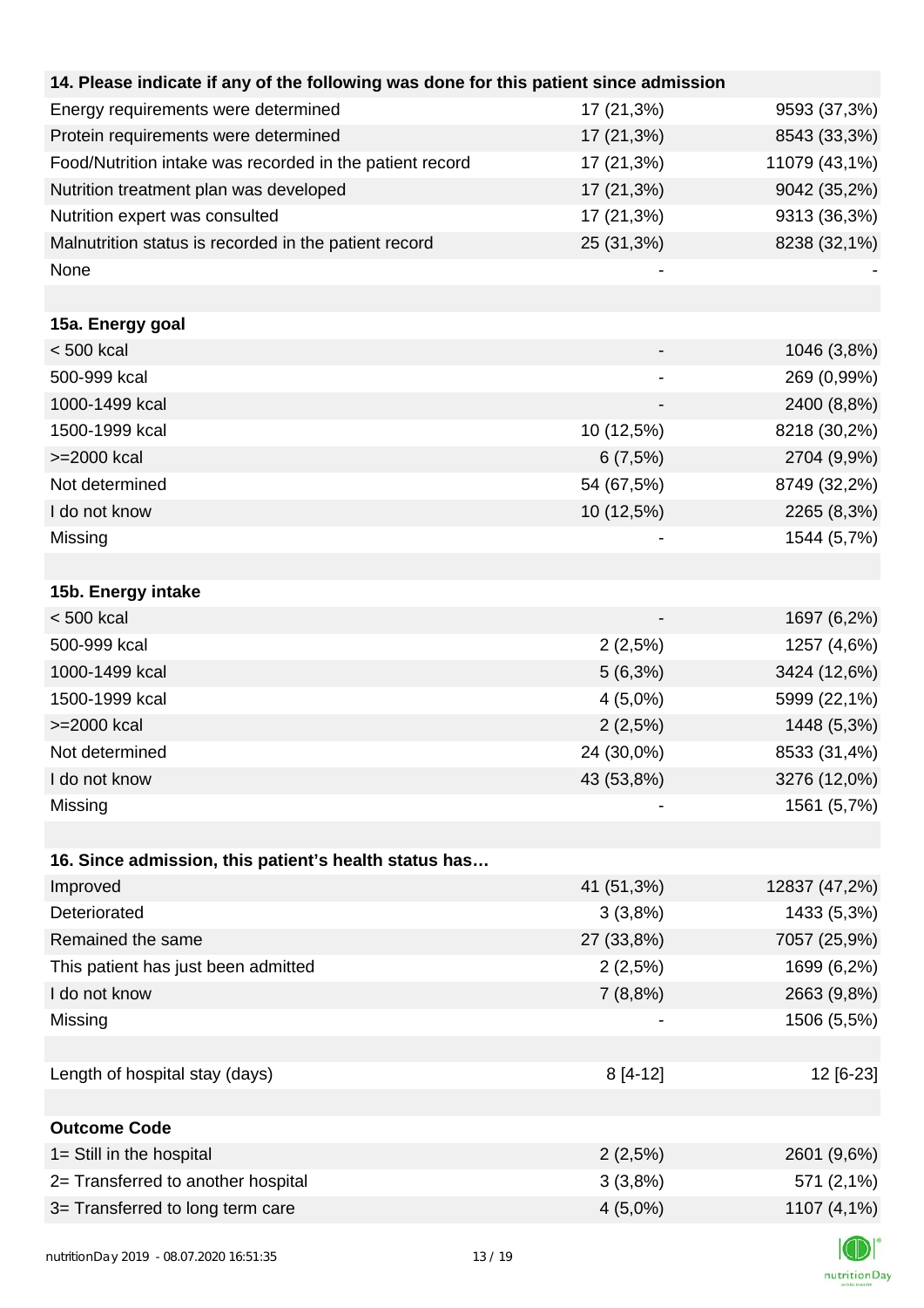| **14. Please indicate if any of the following was done for this patient since admission** | | |
|---|---|---|
| Energy requirements were determined | 17 (21,3%) | 9593 (37,3%) |
| Protein requirements were determined | 17 (21,3%) | 8543 (33,3%) |
| Food/Nutrition intake was recorded in the patient record | 17 (21,3%) | 11079 (43,1%) |
| Nutrition treatment plan was developed | 17 (21,3%) | 9042 (35,2%) |
| Nutrition expert was consulted | 17 (21,3%) | 9313 (36,3%) |
| Malnutrition status is recorded in the patient record | 25 (31,3%) | 8238 (32,1%) |
| None | - | - |
| | | |
| **15a. Energy goal** | | |
| < 500 kcal | - | 1046 (3,8%) |
| 500-999 kcal | - | 269 (0,99%) |
| 1000-1499 kcal | - | 2400 (8,8%) |
| 1500-1999 kcal | 10 (12,5%) | 8218 (30,2%) |
| >=2000 kcal | 6 (7,5%) | 2704 (9,9%) |
| Not determined | 54 (67,5%) | 8749 (32,2%) |
| I do not know | 10 (12,5%) | 2265 (8,3%) |
| Missing | - | 1544 (5,7%) |
| | | |
| **15b. Energy intake** | | |
| < 500 kcal | - | 1697 (6,2%) |
| 500-999 kcal | 2 (2,5%) | 1257 (4,6%) |
| 1000-1499 kcal | 5 (6,3%) | 3424 (12,6%) |
| 1500-1999 kcal | 4 (5,0%) | 5999 (22,1%) |
| >=2000 kcal | 2 (2,5%) | 1448 (5,3%) |
| Not determined | 24 (30,0%) | 8533 (31,4%) |
| I do not know | 43 (53,8%) | 3276 (12,0%) |
| Missing | - | 1561 (5,7%) |
| | | |
| **16. Since admission, this patient's health status has…** | | |
| Improved | 41 (51,3%) | 12837 (47,2%) |
| Deteriorated | 3 (3,8%) | 1433 (5,3%) |
| Remained the same | 27 (33,8%) | 7057 (25,9%) |
| This patient has just been admitted | 2 (2,5%) | 1699 (6,2%) |
| I do not know | 7 (8,8%) | 2663 (9,8%) |
| Missing | - | 1506 (5,5%) |
| | | |
| Length of hospital stay (days) | 8 [4-12] | 12 [6-23] |
| | | |
| **Outcome Code** | | |
| 1= Still in the hospital | 2 (2,5%) | 2601 (9,6%) |
| 2= Transferred to another hospital | 3 (3,8%) | 571 (2,1%) |
| 3= Transferred to long term care | 4 (5,0%) | 1107 (4,1%) |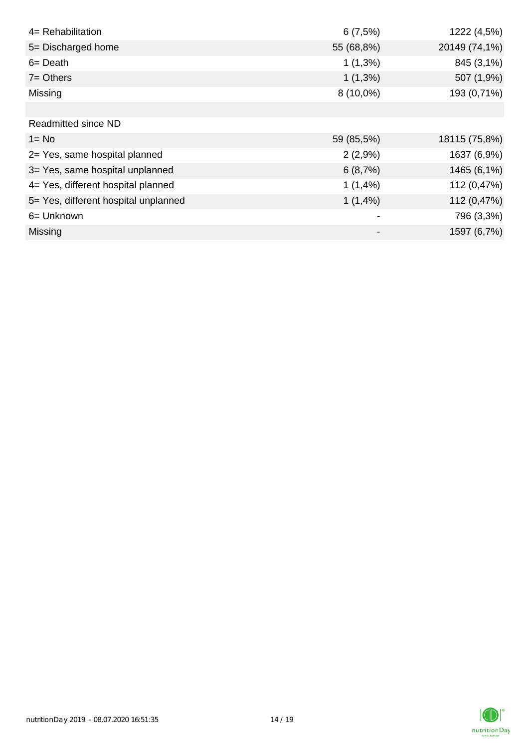| | | |
|---|---|---|
| 4= Rehabilitation | 6 (7,5%) | 1222 (4,5%) |
| 5= Discharged home | 55 (68,8%) | 20149 (74,1%) |
| 6= Death | 1 (1,3%) | 845 (3,1%) |
| 7= Others | 1 (1,3%) | 507 (1,9%) |
| Missing | 8 (10,0%) | 193 (0,71%) |
| | | |
| Readmitted since ND | | |
| 1= No | 59 (85,5%) | 18115 (75,8%) |
| 2= Yes, same hospital planned | 2 (2,9%) | 1637 (6,9%) |
| 3= Yes, same hospital unplanned | 6 (8,7%) | 1465 (6,1%) |
| 4= Yes, different hospital planned | 1 (1,4%) | 112 (0,47%) |
| 5= Yes, different hospital unplanned | 1 (1,4%) | 112 (0,47%) |
| 6= Unknown | - | 796 (3,3%) |
| Missing | - | 1597 (6,7%) |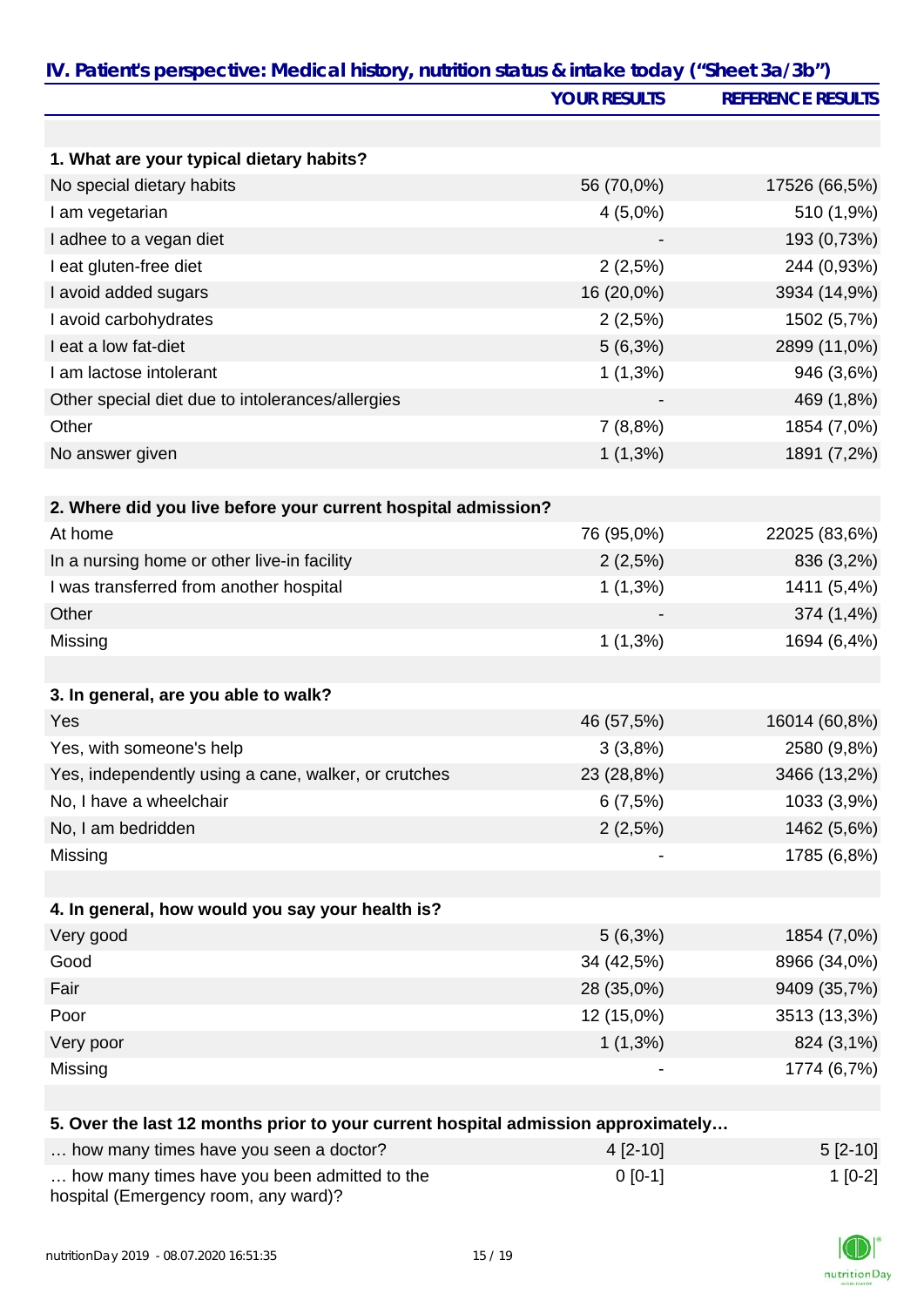## IV. Patient's perspective: Medical history, nutrition status & intake today ("Sheet 3a/3b")

| | YOUR RESULTS | REFERENCE RESULTS |
|---|---|---|
| **1. What are your typical dietary habits?** | | |
| No special dietary habits | 56 (70,0%) | 17526 (66,5%) |
| I am vegetarian | 4 (5,0%) | 510 (1,9%) |
| I adhee to a vegan diet | - | 193 (0,73%) |
| I eat gluten-free diet | 2 (2,5%) | 244 (0,93%) |
| I avoid added sugars | 16 (20,0%) | 3934 (14,9%) |
| I avoid carbohydrates | 2 (2,5%) | 1502 (5,7%) |
| I eat a low fat-diet | 5 (6,3%) | 2899 (11,0%) |
| I am lactose intolerant | 1 (1,3%) | 946 (3,6%) |
| Other special diet due to intolerances/allergies | - | 469 (1,8%) |
| Other | 7 (8,8%) | 1854 (7,0%) |
| No answer given | 1 (1,3%) | 1891 (7,2%) |
| **2. Where did you live before your current hospital admission?** | | |
| At home | 76 (95,0%) | 22025 (83,6%) |
| In a nursing home or other live-in facility | 2 (2,5%) | 836 (3,2%) |
| I was transferred from another hospital | 1 (1,3%) | 1411 (5,4%) |
| Other | - | 374 (1,4%) |
| Missing | 1 (1,3%) | 1694 (6,4%) |
| **3. In general, are you able to walk?** | | |
| Yes | 46 (57,5%) | 16014 (60,8%) |
| Yes, with someone's help | 3 (3,8%) | 2580 (9,8%) |
| Yes, independently using a cane, walker, or crutches | 23 (28,8%) | 3466 (13,2%) |
| No, I have a wheelchair | 6 (7,5%) | 1033 (3,9%) |
| No, I am bedridden | 2 (2,5%) | 1462 (5,6%) |
| Missing | - | 1785 (6,8%) |
| **4. In general, how would you say your health is?** | | |
| Very good | 5 (6,3%) | 1854 (7,0%) |
| Good | 34 (42,5%) | 8966 (34,0%) |
| Fair | 28 (35,0%) | 9409 (35,7%) |
| Poor | 12 (15,0%) | 3513 (13,3%) |
| Very poor | 1 (1,3%) | 824 (3,1%) |
| Missing | - | 1774 (6,7%) |
| **5. Over the last 12 months prior to your current hospital admission approximately…** | | |
| … how many times have you seen a doctor? | 4 [2-10] | 5 [2-10] |
| … how many times have you been admitted to the hospital (Emergency room, any ward)? | 0 [0-1] | 1 [0-2] |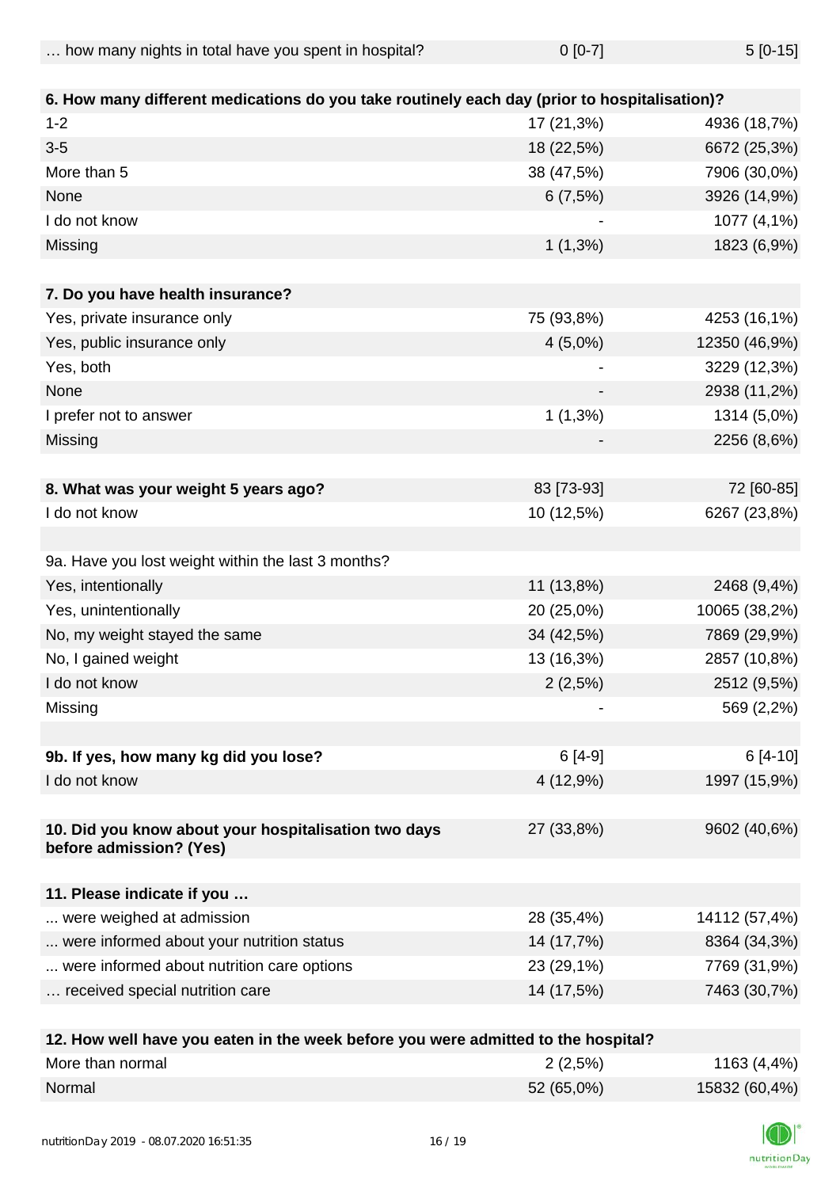| … how many nights in total have you spent in hospital? | 0 [0-7] | 5 [0-15] |
|---|---|---|
| | | |
| **6. How many different medications do you take routinely each day (prior to hospitalisation)?** | | |
| 1-2 | 17 (21,3%) | 4936 (18,7%) |
| 3-5 | 18 (22,5%) | 6672 (25,3%) |
| More than 5 | 38 (47,5%) | 7906 (30,0%) |
| None | 6 (7,5%) | 3926 (14,9%) |
| I do not know | - | 1077 (4,1%) |
| Missing | 1 (1,3%) | 1823 (6,9%) |
| | | |
| **7. Do you have health insurance?** | | |
| Yes, private insurance only | 75 (93,8%) | 4253 (16,1%) |
| Yes, public insurance only | 4 (5,0%) | 12350 (46,9%) |
| Yes, both | - | 3229 (12,3%) |
| None | - | 2938 (11,2%) |
| I prefer not to answer | 1 (1,3%) | 1314 (5,0%) |
| Missing | - | 2256 (8,6%) |
| | | |
| **8. What was your weight 5 years ago?** | 83 [73-93] | 72 [60-85] |
| I do not know | 10 (12,5%) | 6267 (23,8%) |
| | | |
| 9a. Have you lost weight within the last 3 months? | | |
| Yes, intentionally | 11 (13,8%) | 2468 (9,4%) |
| Yes, unintentionally | 20 (25,0%) | 10065 (38,2%) |
| No, my weight stayed the same | 34 (42,5%) | 7869 (29,9%) |
| No, I gained weight | 13 (16,3%) | 2857 (10,8%) |
| I do not know | 2 (2,5%) | 2512 (9,5%) |
| Missing | - | 569 (2,2%) |
| | | |
| **9b. If yes, how many kg did you lose?** | 6 [4-9] | 6 [4-10] |
| I do not know | 4 (12,9%) | 1997 (15,9%) |
| | | |
| **10. Did you know about your hospitalisation two days before admission? (Yes)** | 27 (33,8%) | 9602 (40,6%) |
| | | |
| **11. Please indicate if you …** | | |
| ... were weighed at admission | 28 (35,4%) | 14112 (57,4%) |
| ... were informed about your nutrition status | 14 (17,7%) | 8364 (34,3%) |
| ... were informed about nutrition care options | 23 (29,1%) | 7769 (31,9%) |
| … received special nutrition care | 14 (17,5%) | 7463 (30,7%) |
| | | |
| **12. How well have you eaten in the week before you were admitted to the hospital?** | | |
| More than normal | 2 (2,5%) | 1163 (4,4%) |
| Normal | 52 (65,0%) | 15832 (60,4%) |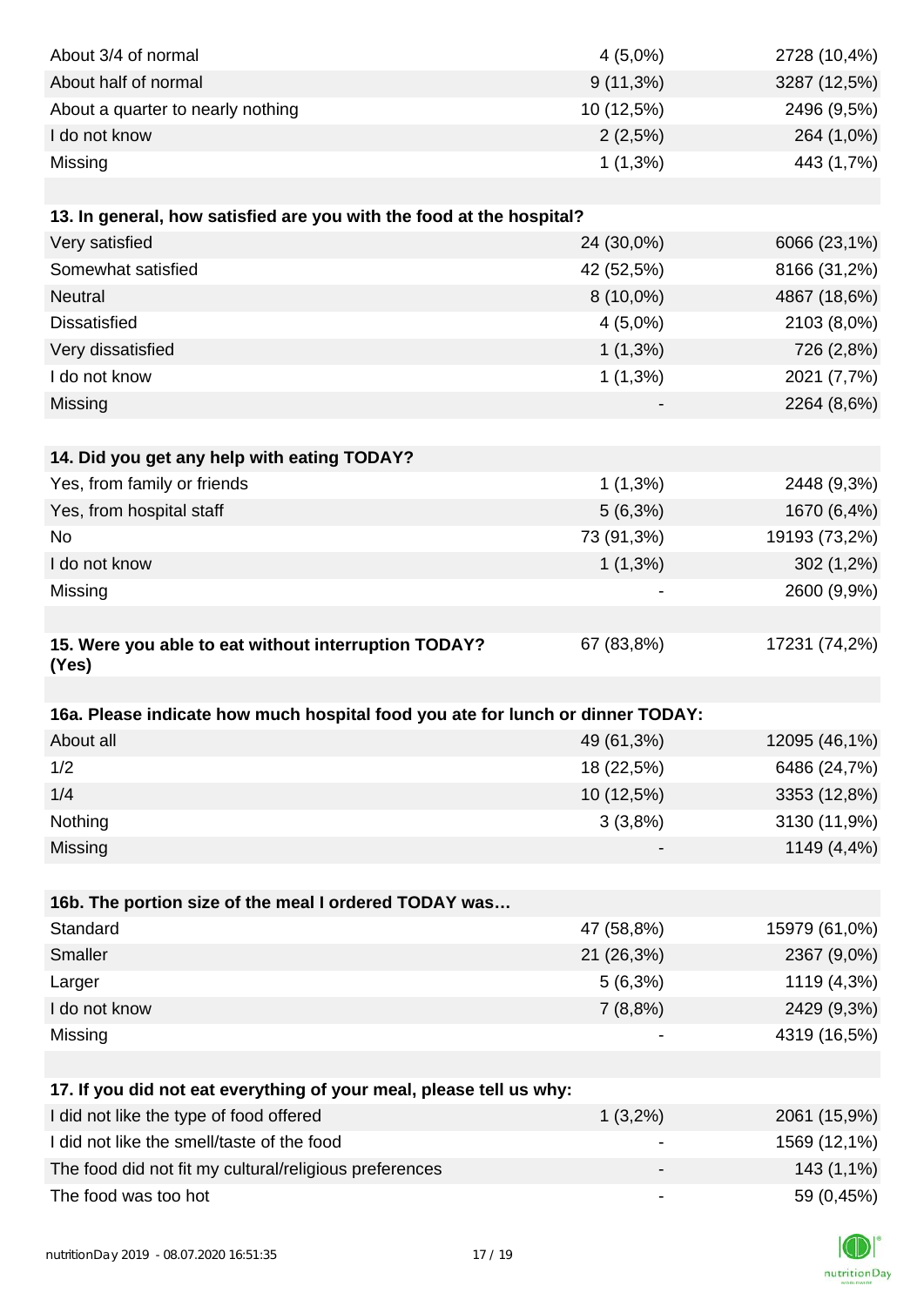| | | |
|---|---|---|
| About 3/4 of normal | 4 (5,0%) | 2728 (10,4%) |
| About half of normal | 9 (11,3%) | 3287 (12,5%) |
| About a quarter to nearly nothing | 10 (12,5%) | 2496 (9,5%) |
| I do not know | 2 (2,5%) | 264 (1,0%) |
| Missing | 1 (1,3%) | 443 (1,7%) |

| **13. In general, how satisfied are you with the food at the hospital?** | | |
|---|---|---|
| Very satisfied | 24 (30,0%) | 6066 (23,1%) |
| Somewhat satisfied | 42 (52,5%) | 8166 (31,2%) |
| Neutral | 8 (10,0%) | 4867 (18,6%) |
| Dissatisfied | 4 (5,0%) | 2103 (8,0%) |
| Very dissatisfied | 1 (1,3%) | 726 (2,8%) |
| I do not know | 1 (1,3%) | 2021 (7,7%) |
| Missing | - | 2264 (8,6%) |

| **14. Did you get any help with eating TODAY?** | | |
|---|---|---|
| Yes, from family or friends | 1 (1,3%) | 2448 (9,3%) |
| Yes, from hospital staff | 5 (6,3%) | 1670 (6,4%) |
| No | 73 (91,3%) | 19193 (73,2%) |
| I do not know | 1 (1,3%) | 302 (1,2%) |
| Missing | - | 2600 (9,9%) |

| **15. Were you able to eat without interruption TODAY? (Yes)** | 67 (83,8%) | 17231 (74,2%) |
|---|---|---|

| **16a. Please indicate how much hospital food you ate for lunch or dinner TODAY:** | | |
|---|---|---|
| About all | 49 (61,3%) | 12095 (46,1%) |
| 1/2 | 18 (22,5%) | 6486 (24,7%) |
| 1/4 | 10 (12,5%) | 3353 (12,8%) |
| Nothing | 3 (3,8%) | 3130 (11,9%) |
| Missing | - | 1149 (4,4%) |

| **16b. The portion size of the meal I ordered TODAY was…** | | |
|---|---|---|
| Standard | 47 (58,8%) | 15979 (61,0%) |
| Smaller | 21 (26,3%) | 2367 (9,0%) |
| Larger | 5 (6,3%) | 1119 (4,3%) |
| I do not know | 7 (8,8%) | 2429 (9,3%) |
| Missing | - | 4319 (16,5%) |

| **17. If you did not eat everything of your meal, please tell us why:** | | |
|---|---|---|
| I did not like the type of food offered | 1 (3,2%) | 2061 (15,9%) |
| I did not like the smell/taste of the food | - | 1569 (12,1%) |
| The food did not fit my cultural/religious preferences | - | 143 (1,1%) |
| The food was too hot | - | 59 (0,45%) |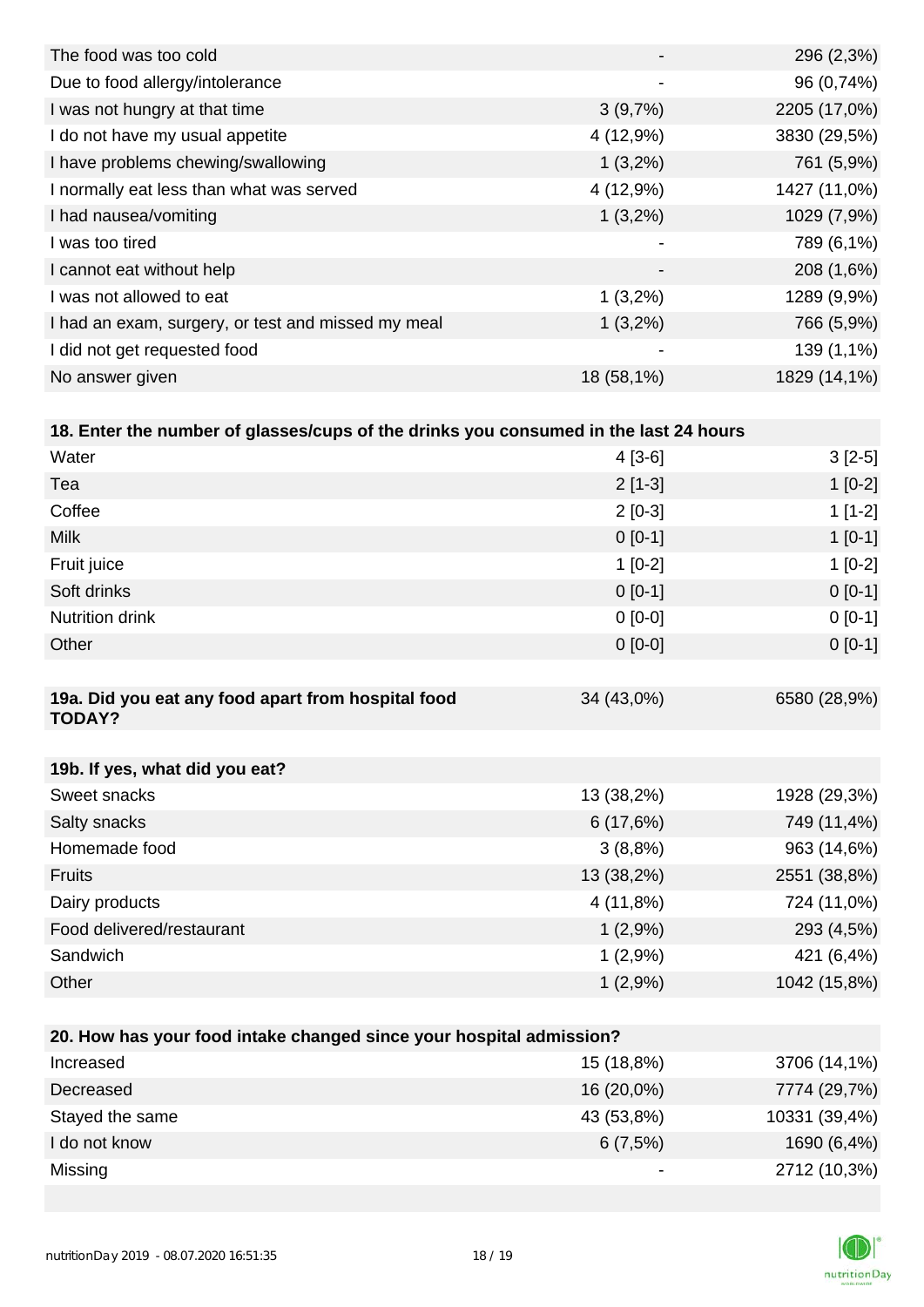| | | |
|---|---|---|
| The food was too cold | - | 296 (2,3%) |
| Due to food allergy/intolerance | - | 96 (0,74%) |
| I was not hungry at that time | 3 (9,7%) | 2205 (17,0%) |
| I do not have my usual appetite | 4 (12,9%) | 3830 (29,5%) |
| I have problems chewing/swallowing | 1 (3,2%) | 761 (5,9%) |
| I normally eat less than what was served | 4 (12,9%) | 1427 (11,0%) |
| I had nausea/vomiting | 1 (3,2%) | 1029 (7,9%) |
| I was too tired | - | 789 (6,1%) |
| I cannot eat without help | - | 208 (1,6%) |
| I was not allowed to eat | 1 (3,2%) | 1289 (9,9%) |
| I had an exam, surgery, or test and missed my meal | 1 (3,2%) | 766 (5,9%) |
| I did not get requested food | - | 139 (1,1%) |
| No answer given | 18 (58,1%) | 1829 (14,1%) |

| **18. Enter the number of glasses/cups of the drinks you consumed in the last 24 hours** | | |
|---|---|---|
| Water | 4 [3-6] | 3 [2-5] |
| Tea | 2 [1-3] | 1 [0-2] |
| Coffee | 2 [0-3] | 1 [1-2] |
| Milk | 0 [0-1] | 1 [0-1] |
| Fruit juice | 1 [0-2] | 1 [0-2] |
| Soft drinks | 0 [0-1] | 0 [0-1] |
| Nutrition drink | 0 [0-0] | 0 [0-1] |
| Other | 0 [0-0] | 0 [0-1] |

| **19a. Did you eat any food apart from hospital food TODAY?** | 34 (43,0%) | 6580 (28,9%) |
|---|---|---|

| **19b. If yes, what did you eat?** | | |
|---|---|---|
| Sweet snacks | 13 (38,2%) | 1928 (29,3%) |
| Salty snacks | 6 (17,6%) | 749 (11,4%) |
| Homemade food | 3 (8,8%) | 963 (14,6%) |
| Fruits | 13 (38,2%) | 2551 (38,8%) |
| Dairy products | 4 (11,8%) | 724 (11,0%) |
| Food delivered/restaurant | 1 (2,9%) | 293 (4,5%) |
| Sandwich | 1 (2,9%) | 421 (6,4%) |
| Other | 1 (2,9%) | 1042 (15,8%) |

| **20. How has your food intake changed since your hospital admission?** | | |
|---|---|---|
| Increased | 15 (18,8%) | 3706 (14,1%) |
| Decreased | 16 (20,0%) | 7774 (29,7%) |
| Stayed the same | 43 (53,8%) | 10331 (39,4%) |
| I do not know | 6 (7,5%) | 1690 (6,4%) |
| Missing | - | 2712 (10,3%) |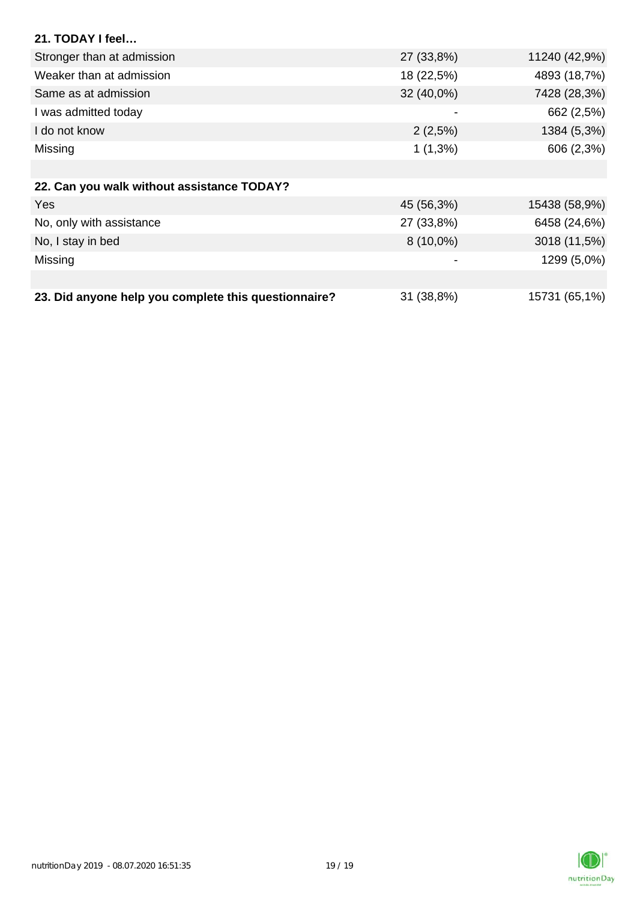| | | |
|---|---|---|
| **21. TODAY I feel…** | | |
| Stronger than at admission | 27 (33,8%) | 11240 (42,9%) |
| Weaker than at admission | 18 (22,5%) | 4893 (18,7%) |
| Same as at admission | 32 (40,0%) | 7428 (28,3%) |
| I was admitted today | - | 662 (2,5%) |
| I do not know | 2 (2,5%) | 1384 (5,3%) |
| Missing | 1 (1,3%) | 606 (2,3%) |
| | | |
| **22. Can you walk without assistance TODAY?** | | |
| Yes | 45 (56,3%) | 15438 (58,9%) |
| No, only with assistance | 27 (33,8%) | 6458 (24,6%) |
| No, I stay in bed | 8 (10,0%) | 3018 (11,5%) |
| Missing | - | 1299 (5,0%) |
| | | |
| **23. Did anyone help you complete this questionnaire?** | 31 (38,8%) | 15731 (65,1%) |

nutritionDay 2019 - 08.07.2020 16:51:35